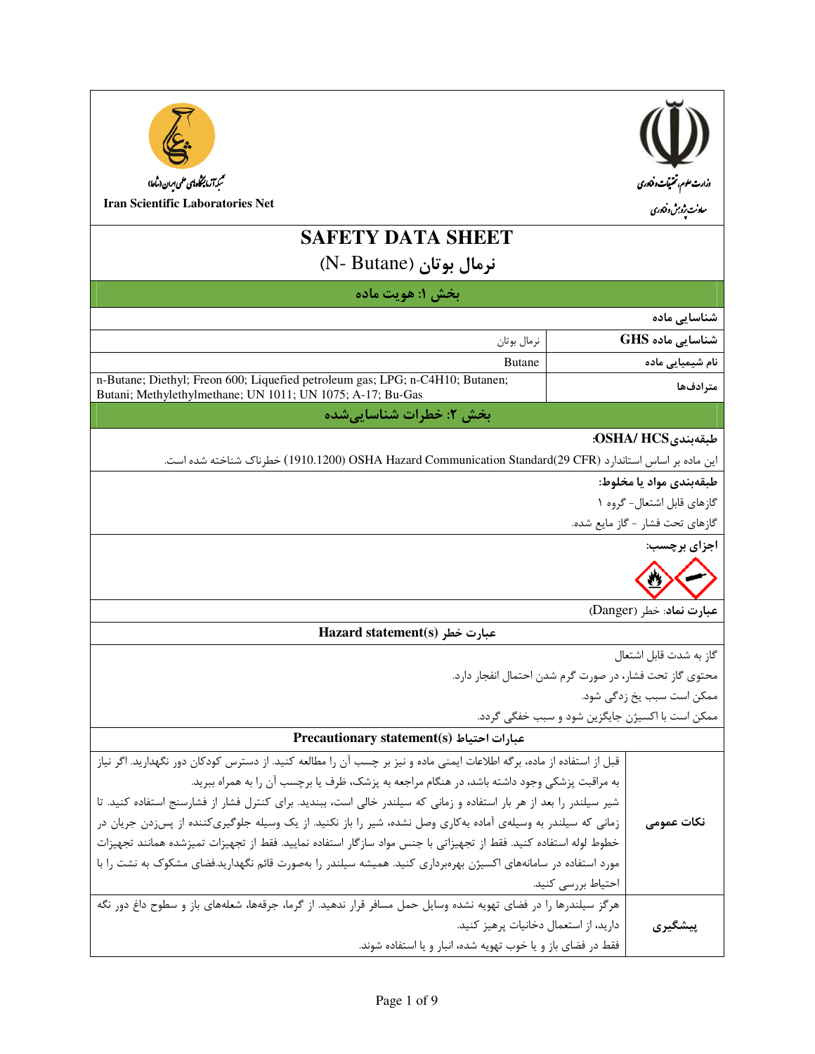Iran Scientific Laboratories Net

# SAFETY DATA SHEET

## نرمال بوتان (N- Butane)

## بخش ۱: هویت ماده

**شناسایی ماده**

| | |
|---|---|
| **شناسایی ماده GHS** | نرمال بوتان |
| **نام شیمیایی ماده** | Butane |
| **مترادف‌ها** | n-Butane; Diethyl; Freon 600; Liquefied petroleum gas; LPG; n-C4H10; Butanen; Butani; Methylethylmethane; UN 1011; UN 1075; A-17; Bu-Gas |

## بخش ۲: خطرات شناسایی‌شده

**طبقه‌بندیOSHA/ HCS:**

این ماده بر اساس استاندارد (1910.1200 OSHA Hazard Communication Standard(29 CFR) خطرناک شناخته شده است.

**طبقه‌بندی مواد یا مخلوط:**

گازهای قابل اشتعال- گروه ۱

گازهای تحت فشار - گاز مایع شده.

**اجزای برچسب:**

**عبارت نماد**: خطر (Danger)

### عبارت خطر Hazard statement(s)

گاز به شدت قابل اشتعال

محتوی گاز تحت فشار، در صورت گرم شدن احتمال انفجار دارد.

ممکن است سبب یخ زدگی شود.

ممکن است با اکسیژن جایگزین شود و سبب خفگی گردد.

### عبارات احتیاط Precautionary statement(s)

| | |
|---|---|
| **نکات عمومی** | قبل از استفاده از ماده، برگه اطلاعات ایمنی ماده و نیز برچسب آن را مطالعه کنید. از دسترس کودکان دور نگهدارید. اگر نیاز به مراقبت پزشکی وجود داشته باشد، در هنگام مراجعه به پزشک، ظرف یا برچسب آن را به همراه ببرید. شیر سیلندر را بعد از هر بار استفاده و زمانی که سیلندر خالی است، ببندید. برای کنترل فشار از فشارسنج استفاده کنید. تا زمانی که سیلندر به وسیله‌ی آماده به‌کاری وصل نشده، شیر را باز نکنید. از یک وسیله جلوگیری‌کننده از پس‌زدن جریان در خطوط لوله استفاده کنید. فقط از تجهیزاتی با جنس مواد سازگار استفاده نمایید. فقط از تجهیزات تمیزشده همانند تجهیزات مورد استفاده در سامانه‌های اکسیژن بهره‌برداری کنید. همیشه سیلندر را به‌صورت قائم نگهدارید.فضای مشکوک به نشت را با احتیاط بررسی کنید. |
| **پیشگیری** | هرگز سیلندرها را در فضای تهویه نشده وسایل حمل مسافر قرار ندهید. از گرما، جرقه‌ها، شعله‌های باز و سطوح داغ دور نگه دارید، از استعمال دخانیات پرهیز کنید.<br>فقط در فضای باز و یا خوب تهویه شده، انبار و یا استفاده شوند. |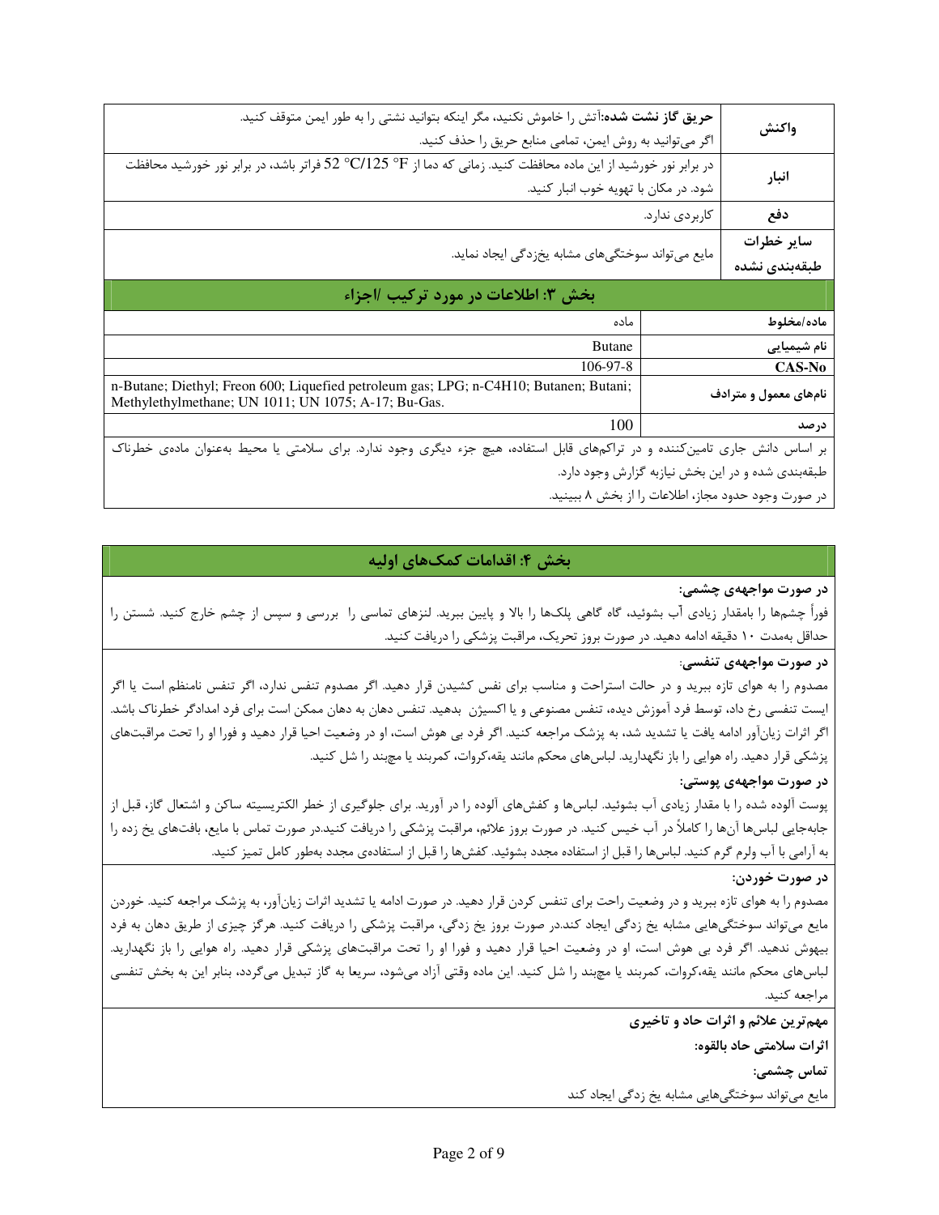| | |
|---|---|
| **واکنش** | **حریق گاز نشت شده:** آتش را خاموش نکنید، مگر اینکه بتوانید نشتی را به طور ایمن متوقف کنید. اگر می‌توانید به روش ایمن، تمامی منابع حریق را حذف کنید. |
| **انبار** | در برابر نور خورشید از این ماده محافظت کنید. زمانی که دما از 52 °C/125 °F فراتر باشد، در برابر نور خورشید محافظت شود. در مکان با تهویه خوب انبار کنید. |
| **دفع** | کاربردی ندارد. |
| **سایر خطرات طبقه‌بندی نشده** | مایع می‌تواند سوختگی‌های مشابه یخ‌زدگی ایجاد نماید. |

## بخش ۳: اطلاعات در مورد ترکیب /اجزاء

| | |
|---|---|
| **ماده/مخلوط** | ماده |
| **نام شیمیایی** | Butane |
| **CAS-No** | 106-97-8 |
| **نام‌های معمول و مترادف** | n-Butane; Diethyl; Freon 600; Liquefied petroleum gas; LPG; n-C4H10; Butanen; Butani; Methylethylmethane; UN 1011; UN 1075; A-17; Bu-Gas. |
| **درصد** | 100 |

بر اساس دانش جاری تامین‌کننده و در تراکم‌های قابل استفاده، هیچ جزء دیگری وجود ندارد. برای سلامتی یا محیط به‌عنوان ماده‌ی خطرناک طبقه‌بندی شده و در این بخش نیازبه گزارش وجود دارد.

در صورت وجود حدود مجاز، اطلاعات را از بخش ۸ ببینید.

## بخش ۴: اقدامات کمک‌های اولیه

**در صورت مواجهه‌ی چشمی:**

فوراً چشم‌ها را بامقدار زیادی آب بشوئید، گاه گاهی پلک‌ها را بالا و پایین ببرید. لنزهای تماسی را بررسی و سپس از چشم خارج کنید. شستن را حداقل به‌مدت ۱۰ دقیقه ادامه دهید. در صورت بروز تحریک، مراقبت پزشکی را دریافت کنید.

**در صورت مواجهه‌ی تنفسی:**

مصدوم را به هوای تازه ببرید و در حالت استراحت و مناسب برای نفس کشیدن قرار دهید. اگر مصدوم تنفس ندارد، اگر تنفس نامنظم است یا اگر ایست تنفسی رخ داد، توسط فرد آموزش دیده، تنفس مصنوعی و یا اکسیژن بدهید. تنفس دهان به دهان ممکن است برای فرد امدادگر خطرناک باشد. اگر اثرات زیان‌آور ادامه یافت یا تشدید شد، به پزشک مراجعه کنید. اگر فرد بی هوش است، او در وضعیت احیا قرار دهید و فورا او را تحت مراقبت‌های پزشکی قرار دهید. راه هوایی را باز نگهدارید. لباس‌های محکم مانند یقه،کروات، کمربند یا مچبند را شل کنید.

**در صورت مواجهه‌ی پوستی:**

پوست آلوده شده را با مقدار زیادی آب بشوئید. لباس‌ها و کفش‌های آلوده را در آورید. برای جلوگیری از خطر الکتریسیته ساکن و اشتعال گاز، قبل از جابه‌جایی لباس‌ها آن‌ها را کاملاً در آب خیس کنید. در صورت بروز علائم، مراقبت پزشکی را دریافت کنید.در صورت تماس با مایع، بافت‌های یخ زده را به آرامی با آب ولرم گرم کنید. لباس‌ها را قبل از استفاده مجدد بشوئید. کفش‌ها را قبل از استفاده‌ی مجدد به‌طور کامل تمیز کنید.

**در صورت خوردن:**

مصدوم را به هوای تازه ببرید و در وضعیت راحت برای تنفس کردن قرار دهید. در صورت ادامه یا تشدید اثرات زیان‌آور، به پزشک مراجعه کنید. خوردن مایع می‌تواند سوختگی‌هایی مشابه یخ زدگی ایجاد کند.در صورت بروز یخ زدگی، مراقبت پزشکی را دریافت کنید. هرگز چیزی از طریق دهان به فرد بیهوش ندهید. اگر فرد بی هوش است، او در وضعیت احیا قرار دهید و فورا او را تحت مراقبت‌های پزشکی قرار دهید. راه هوایی را باز نگهدارید. لباس‌های محکم مانند یقه،کروات، کمربند یا مچبند را شل کنید. این ماده وقتی آزاد می‌شود، سریعا به گاز تبدیل می‌گردد، بنابر این به بخش تنفسی مراجعه کنید.

**مهم‌ترین علائم و اثرات حاد و تاخیری**

**اثرات سلامتی حاد بالقوه:**

**تماس چشمی:**

مایع می‌تواند سوختگی‌هایی مشابه یخ زدگی ایجاد کند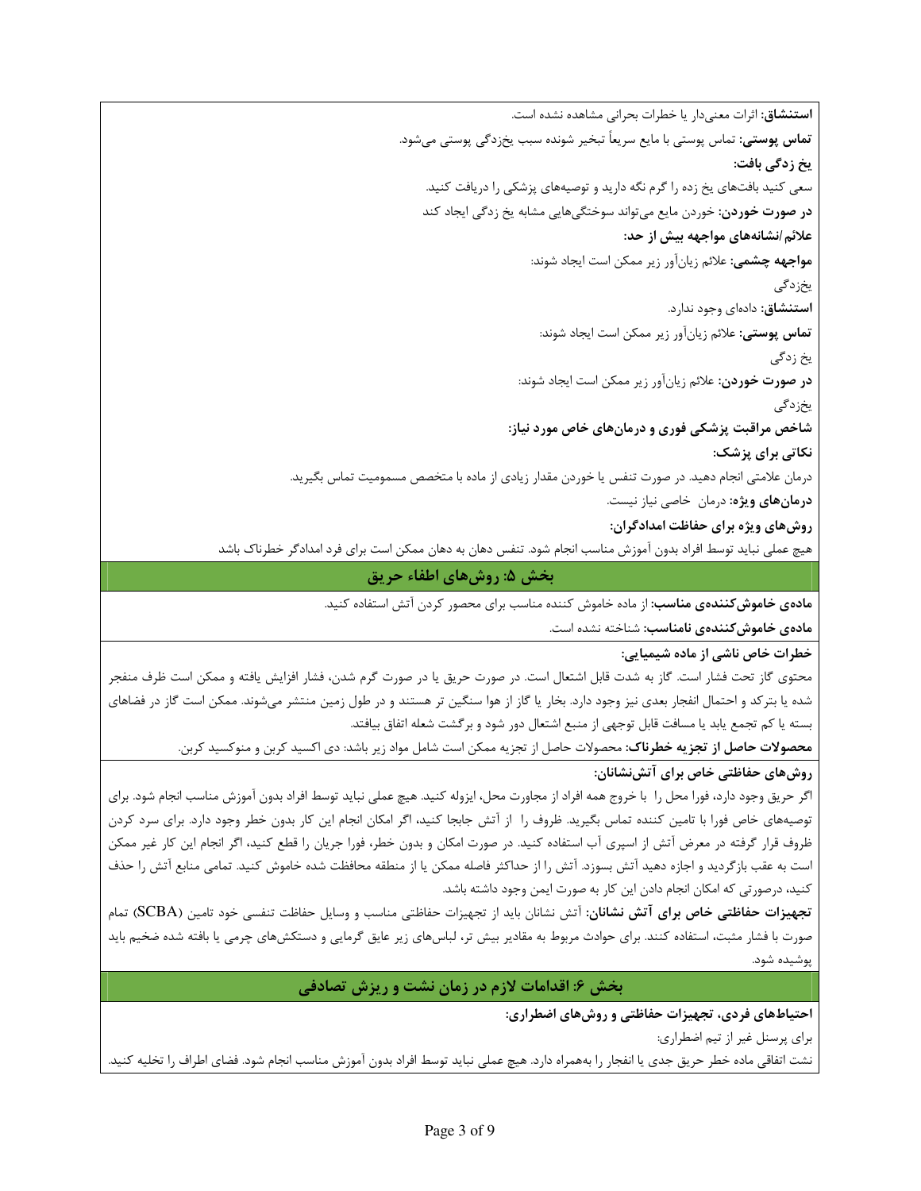**استنشاق:** اثرات معنی‌دار یا خطرات بحرانی مشاهده نشده است.

**تماس پوستی:** تماس پوستی با مایع سریعاً تبخیر شونده سبب یخزدگی پوستی می‌شود.

**یخ زدگی بافت:**

سعی کنید بافت‌های یخ زده را گرم نگه دارید و توصیه‌های پزشکی را دریافت کنید.

**در صورت خوردن:** خوردن مایع می‌تواند سوختگی‌هایی مشابه یخ زدگی ایجاد کند

**علائم/نشانه‌های مواجهه بیش از حد:**

**مواجهه چشمی:** علائم زیان‌آور زیر ممکن است ایجاد شوند:

یخزدگی

**استنشاق:** داده‌ای وجود ندارد.

**تماس پوستی:** علائم زیان‌آور زیر ممکن است ایجاد شوند:

یخ زدگی

**در صورت خوردن:** علائم زیان‌آور زیر ممکن است ایجاد شوند:

یخزدگی

**شاخص مراقبت پزشکی فوری و درمان‌های خاص مورد نیاز:**

**نکاتی برای پزشک:**

درمان علامتی انجام دهید. در صورت تنفس یا خوردن مقدار زیادی از ماده با متخصص مسمومیت تماس بگیرید.

**درمان‌های ویژه:** درمان خاصی نیاز نیست.

**روش‌های ویژه برای حفاظت امدادگران:**

هیچ عملی نباید توسط افراد بدون آموزش مناسب انجام شود. تنفس دهان به دهان ممکن است برای فرد امدادگر خطرناک باشد

## بخش ۵: روش‌های اطفاء حریق

**ماده‌ی خاموش‌کننده‌ی مناسب:** از ماده خاموش کننده مناسب برای محصور کردن آتش استفاده کنید.

**ماده‌ی خاموش‌کننده‌ی نامناسب:** شناخته نشده است.

**خطرات خاص ناشی از ماده شیمیایی:**

محتوی گاز تحت فشار است. گاز به شدت قابل اشتعال است. در صورت حریق یا در صورت گرم شدن، فشار افزایش یافته و ممکن است ظرف منفجر شده یا بترکد و احتمال انفجار بعدی نیز وجود دارد. بخار یا گاز از هوا سنگین تر هستند و در طول زمین منتشر می‌شوند. ممکن است گاز در فضاهای بسته یا کم تجمع یابد یا مسافت قابل توجهی از منبع اشتعال دور شود و برگشت شعله اتفاق بیافتد.

**محصولات حاصل از تجزیه خطرناک:** محصولات حاصل از تجزیه ممکن است شامل مواد زیر باشد: دی اکسید کربن و منوکسید کربن.

**روش‌های حفاظتی خاص برای آتش‌نشانان:**

اگر حریق وجود دارد، فورا محل را با خروج همه افراد از مجاورت محل، ایزوله کنید. هیچ عملی نباید توسط افراد بدون آموزش مناسب انجام شود. برای توصیه‌های خاص فورا با تامین کننده تماس بگیرید. ظروف را از آتش جابجا کنید، اگر امکان انجام این کار بدون خطر وجود دارد. برای سرد کردن ظروف قرار گرفته در معرض آتش از اسپری آب استفاده کنید. در صورت امکان و بدون خطر، فورا جریان را قطع کنید، اگر انجام این کار غیر ممکن است به عقب بازگردید و اجازه دهید آتش بسوزد. آتش را از حداکثر فاصله ممکن یا از منطقه محافظت شده خاموش کنید. تمامی منابع آتش را حذف کنید، درصورتی که امکان انجام دادن این کار به صورت ایمن وجود داشته باشد.

**تجهیزات حفاظتی خاص برای آتش نشانان:** آتش نشانان باید از تجهیزات حفاظتی مناسب و وسایل حفاظت تنفسی خود تامین (SCBA) تمام صورت با فشار مثبت، استفاده کنند. برای حوادث مربوط به مقادیر بیش تر، لباس‌های زیر عایق گرمایی و دستکش‌های چرمی یا بافته شده ضخیم باید پوشیده شود.

## بخش ۶: اقدامات لازم در زمان نشت و ریزش تصادفی

**احتیاط‌های فردی، تجهیزات حفاظتی و روش‌های اضطراری:**

برای پرسنل غیر از تیم اضطراری:

نشت اتفاقی ماده خطر حریق جدی یا انفجار را به‌همراه دارد. هیچ عملی نباید توسط افراد بدون آموزش مناسب انجام شود. فضای اطراف را تخلیه کنید.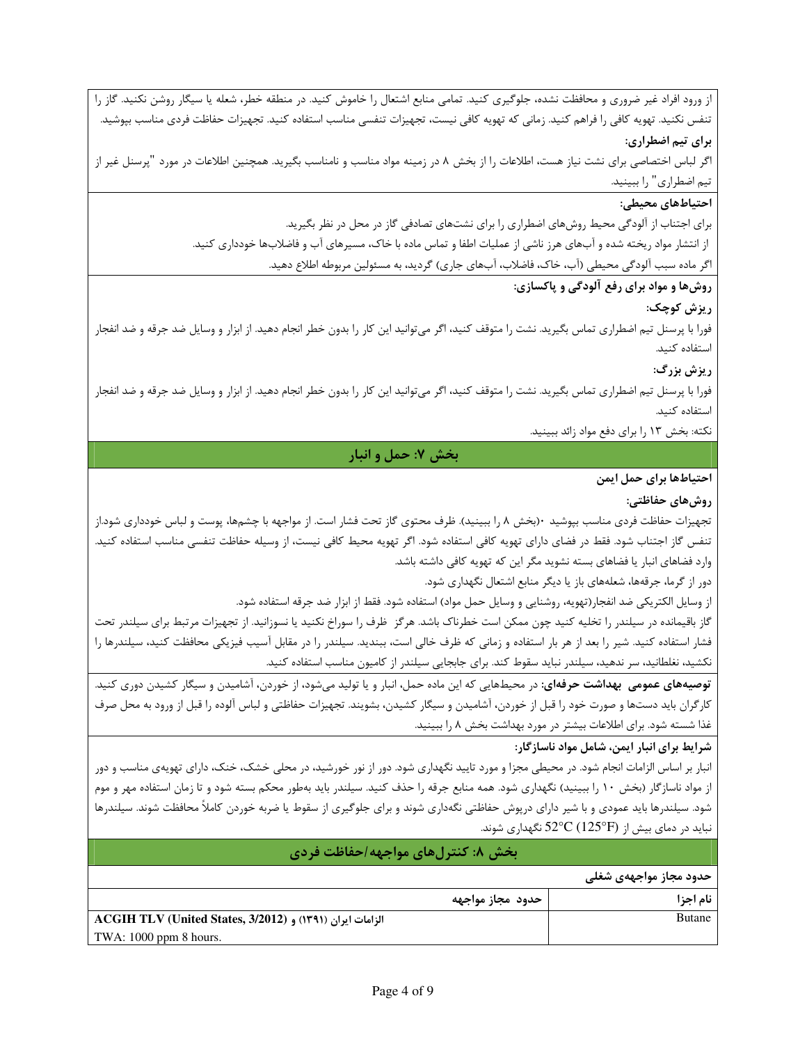از ورود افراد غیر ضروری و محافظت نشده، جلوگیری کنید. تمامی منابع اشتعال را خاموش کنید. در منطقه خطر، شعله یا سیگار روشن نکنید. گاز را تنفس نکنید. تهویه کافی را فراهم کنید. زمانی که تهویه کافی نیست، تجهیزات تنفسی مناسب استفاده کنید. تجهیزات حفاظت فردی مناسب بپوشید.

**برای تیم اضطراری:**

اگر لباس اختصاصی برای نشت نیاز هست، اطلاعات را از بخش ۸ در زمینه مواد مناسب و نامناسب بگیرید. همچنین اطلاعات در مورد "پرسنل غیر از تیم اضطراری" را ببینید.

**احتیاط‌های محیطی:**

برای اجتناب از آلودگی محیط روش‌های اضطراری را برای نشت‌های تصادفی گاز در محل در نظر بگیرید.

از انتشار مواد ریخته شده و آب‌های هرز ناشی از عملیات اطفا و تماس ماده با خاک، مسیرهای آب و فاضلاب‌ها خودداری کنید.

اگر ماده سبب آلودگی محیطی (آب، خاک، فاضلاب، آب‌های جاری) گردید، به مسئولین مربوطه اطلاع دهید.

**روش‌ها و مواد برای رفع آلودگی و پاکسازی:**

**ریزش کوچک:**

فورا با پرسنل تیم اضطراری تماس بگیرید. نشت را متوقف کنید، اگر می‌توانید این کار را بدون خطر انجام دهید. از ابزار و وسایل ضد جرقه و ضد انفجار استفاده کنید.

**ریزش بزرگ:**

فورا با پرسنل تیم اضطراری تماس بگیرید. نشت را متوقف کنید، اگر می‌توانید این کار را بدون خطر انجام دهید. از ابزار و وسایل ضد جرقه و ضد انفجار استفاده کنید.

نکته: بخش ۱۳ را برای دفع مواد زائد ببینید.

## بخش ۷: حمل و انبار

**احتیاط‌ها برای حمل ایمن**

**روش‌های حفاظتی:**

تجهیزات حفاظت فردی مناسب بپوشید ۰(بخش ۸ را ببینید). ظرف محتوی گاز تحت فشار است. از مواجهه با چشم‌ها، پوست و لباس خودداری شود.از تنفس گاز اجتناب شود. فقط در فضای دارای تهویه کافی استفاده شود. اگر تهویه محیط کافی نیست، از وسیله حفاظت تنفسی مناسب استفاده کنید.

وارد فضاهای انبار یا فضاهای بسته نشوید مگر این که تهویه کافی داشته باشد.

دور از گرما، جرقه‌ها، شعله‌های باز یا دیگر منابع اشتعال نگهداری شود.

از وسایل الکتریکی ضد انفجار(تهویه، روشنایی و وسایل حمل مواد) استفاده شود. فقط از ابزار ضد جرقه استفاده شود.

گاز باقیمانده در سیلندر را تخلیه کنید چون ممکن است خطرناک باشد. هرگز ظرف را سوراخ نکنید یا نسوزانید. از تجهیزات مرتبط برای سیلندر تحت فشار استفاده کنید. شیر را بعد از هر بار استفاده و زمانی که ظرف خالی است، ببندید. سیلندر را در مقابل آسیب فیزیکی محافظت کنید، سیلندرها را نکشید، نغلطانید، سر ندهید، سیلندر نباید سقوط کند. برای جابجایی سیلندر از کامیون مناسب استفاده کنید.

**توصیه‌های عمومی بهداشت حرفه‌ای:** در محیط‌هایی که این ماده حمل، انبار و یا تولید می‌شود، از خوردن، آشامیدن و سیگار کشیدن دوری کنید. کارگران باید دست‌ها و صورت خود را قبل از خوردن، آشامیدن و سیگار کشیدن، بشویند. تجهیزات حفاظتی و لباس آلوده را قبل از ورود به محل صرف غذا شسته شود. برای اطلاعات بیشتر در مورد بهداشت بخش ۸ را ببینید.

**شرایط برای انبار ایمن، شامل مواد ناسازگار:**

انبار بر اساس الزامات انجام شود. در محیطی مجزا و مورد تایید نگهداری شود. دور از نور خورشید، در محلی خشک، خنک، دارای تهویه‌ی مناسب و دور از مواد ناسازگار (بخش ۱۰ را ببینید) نگهداری شود. همه منابع جرقه را حذف کنید. سیلندر باید به‌طور محکم بسته شود و تا زمان استفاده مهر و موم شود. سیلندرها باید عمودی و با شیر دارای درپوش حفاظتی نگه‌داری شوند و برای جلوگیری از سقوط یا ضربه خوردن کاملاً محافظت شوند. سیلندرها نباید در دمای بیش از 52°C (125°F) نگهداری شوند.

## بخش ۸: کنترل‌های مواجهه/حفاظت فردی

**حدود مجاز مواجهه‌ی شغلی**

| نام اجزا | حدود مجاز مواجهه |
|---|---|
| Butane | **الزامات ایران (۱۳۹۱) و ACGIH TLV (United States, 3/2012)**<br>TWA: 1000 ppm 8 hours. |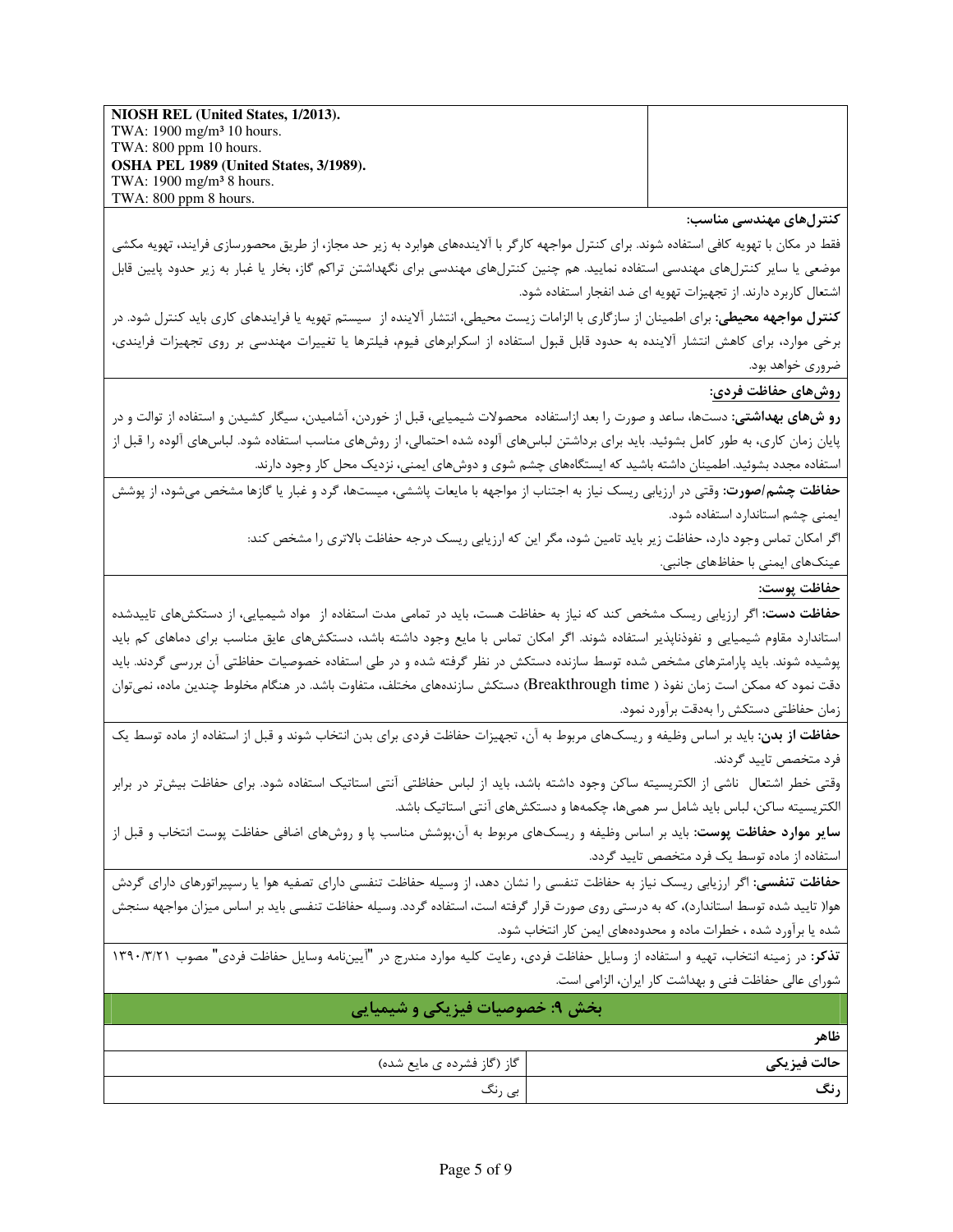| | |
|---|---|
| **NIOSH REL (United States, 1/2013).**<br>TWA: 1900 mg/m³ 10 hours.<br>TWA: 800 ppm 10 hours.<br>**OSHA PEL 1989 (United States, 3/1989).**<br>TWA: 1900 mg/m³ 8 hours.<br>TWA: 800 ppm 8 hours. | |

**کنترل‌های مهندسی مناسب:**

فقط در مکان با تهویه کافی استفاده شوند. برای کنترل مواجهه کارگر با آلاینده‌های هوابرد به زیر حد مجاز، از طریق محصورسازی فرایند، تهویه مکشی موضعی یا سایر کنترل‌های مهندسی استفاده نمایید. هم چنین کنترل‌های مهندسی برای نگهداشتن تراکم گاز، بخار یا غبار به زیر حدود پایین قابل اشتعال کاربرد دارند. از تجهیزات تهویه ای ضد انفجار استفاده شود.

**کنترل مواجهه محیطی:** برای اطمینان از سازگاری با الزامات زیست محیطی، انتشار آلاینده از سیستم تهویه یا فرایندهای کاری باید کنترل شود. در برخی موارد، برای کاهش انتشار آلاینده به حدود قابل قبول استفاده از اسکرابرهای فیوم، فیلترها یا تغییرات مهندسی بر روی تجهیزات فرایندی، ضروری خواهد بود.

**روش‌های حفاظت فردی:**

**رو ش‌های بهداشتی:** دست‌ها، ساعد و صورت را بعد ازاستفاده محصولات شیمیایی، قبل از خوردن، آشامیدن، سیگار کشیدن و استفاده از توالت و در پایان زمان کاری، به طور کامل بشوئید. باید برای برداشتن لباس‌های آلوده شده احتمالی، از روش‌های مناسب استفاده شود. لباس‌های آلوده را قبل از استفاده مجدد بشوئید. اطمینان داشته باشید که ایستگاه‌های چشم شوی و دوش‌های ایمنی، نزدیک محل کار وجود دارند.

**حفاظت چشم/صورت:** وقتی در ارزیابی ریسک نیاز به اجتناب از مواجهه با مایعات پاششی، میست‌ها، گرد و غبار یا گازها مشخص می‌شود، از پوشش ایمنی چشم استاندارد استفاده شود.

اگر امکان تماس وجود دارد، حفاظت زیر باید تامین شود، مگر این که ارزیابی ریسک درجه حفاظت بالاتری را مشخص کند:

عینک‌های ایمنی با حفاظ‌های جانبی.

**حفاظت پوست:**

**حفاظت دست:** اگر ارزیابی ریسک مشخص کند که نیاز به حفاظت هست، باید در تمامی مدت استفاده از مواد شیمیایی، از دستکش‌های تاییدشده استاندارد مقاوم شیمیایی و نفوذناپذیر استفاده شوند. اگر امکان تماس با مایع وجود داشته باشد، دستکش‌های عایق مناسب برای دماهای کم باید پوشیده شوند. باید پارامترهای مشخص شده توسط سازنده دستکش در نظر گرفته شده و در طی استفاده خصوصیات حفاظتی آن بررسی گردند. باید دقت نمود که ممکن است زمان نفوذ ( Breakthrough time) دستکش سازنده‌های مختلف، متفاوت باشد. در هنگام مخلوط چندین ماده، نمی‌توان زمان حفاظتی دستکش را به‌دقت برآورد نمود.

**حفاظت از بدن:** باید بر اساس وظیفه و ریسک‌های مربوط به آن، تجهیزات حفاظت فردی برای بدن انتخاب شوند و قبل از استفاده از ماده توسط یک فرد متخصص تایید گردند.

وقتی خطر اشتعال ناشی از الکتریسیته ساکن وجود داشته باشد، باید از لباس حفاظتی آنتی استاتیک استفاده شود. برای حفاظت بیش‌تر در برابر الکتریسیته ساکن، لباس باید شامل سر همی‌ها، چکمه‌ها و دستکش‌های آنتی استاتیک باشد.

**سایر موارد حفاظت پوست:** باید بر اساس وظیفه و ریسک‌های مربوط به آن،پوشش مناسب پا و روش‌های اضافی حفاظت پوست انتخاب و قبل از استفاده از ماده توسط یک فرد متخصص تایید گردد.

**حفاظت تنفسی:** اگر ارزیابی ریسک نیاز به حفاظت تنفسی را نشان دهد، از وسیله حفاظت تنفسی دارای تصفیه هوا یا رسپیراتورهای دارای گردش هوا( تایید شده توسط استاندارد)، که به درستی روی صورت قرار گرفته است، استفاده گردد. وسیله حفاظت تنفسی باید بر اساس میزان مواجهه سنجش شده یا برآورد شده ، خطرات ماده و محدوده‌های ایمن کار انتخاب شود.

**تذکر:** در زمینه انتخاب، تهیه و استفاده از وسایل حفاظت فردی، رعایت کلیه موارد مندرج در "آیین‌نامه وسایل حفاظت فردی" مصوب ۱۳۹۰/۳/۲۱ شورای عالی حفاظت فنی و بهداشت کار ایران، الزامی است.

## بخش ۹: خصوصیات فیزیکی و شیمیایی

| ظاهر | |
|---|---|
| **حالت فیزیکی** | گاز (گاز فشرده ی مایع شده) |
| **رنگ** | بی رنگ |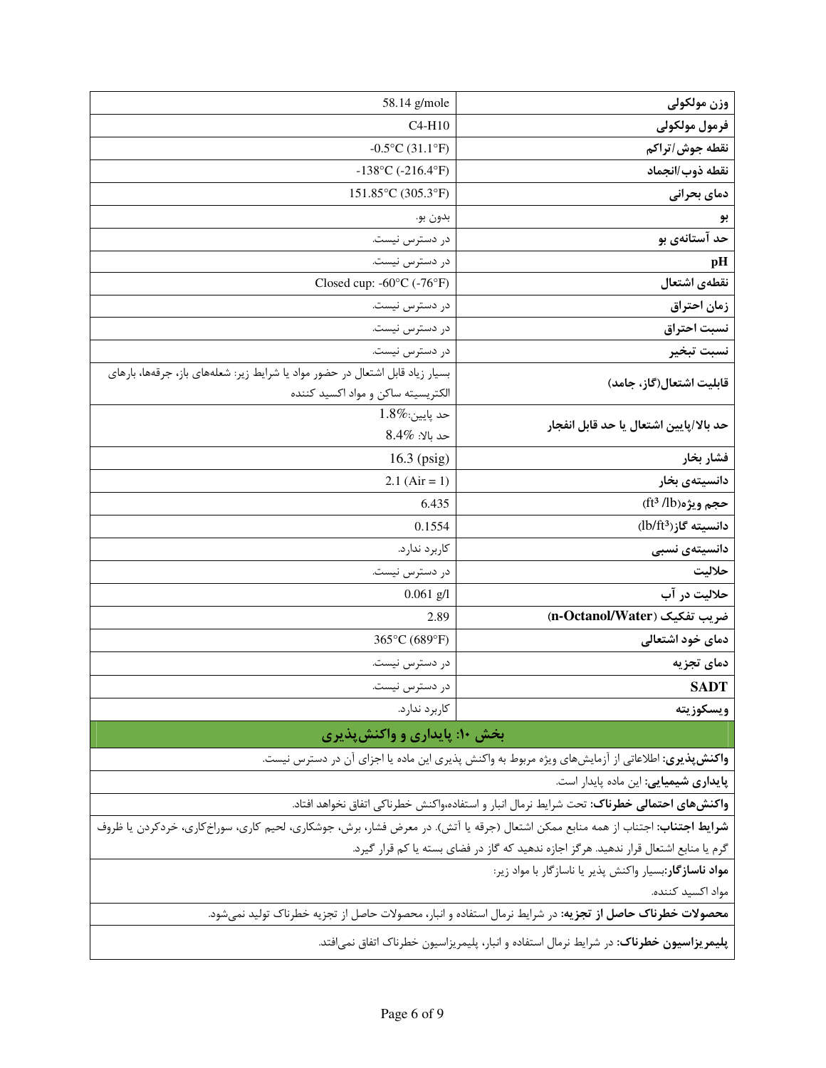| وزن مولکولی | 58.14 g/mole |
|---|---|
| فرمول مولکولی | C4-H10 |
| نقطه جوش/تراکم | -0.5°C (31.1°F) |
| نقطه ذوب/انجماد | -138°C (-216.4°F) |
| دمای بحرانی | 151.85°C (305.3°F) |
| بو | بدون بو. |
| حد آستانه‌ی بو | در دسترس نیست. |
| pH | در دسترس نیست. |
| نقطه‌ی اشتعال | Closed cup: -60°C (-76°F) |
| زمان احتراق | در دسترس نیست. |
| نسبت احتراق | در دسترس نیست. |
| نسبت تبخیر | در دسترس نیست. |
| قابلیت اشتعال(گاز، جامد) | بسیار زیاد قابل اشتعال در حضور مواد یا شرایط زیر: شعله‌های باز، جرقه‌ها، بارهای الکتریسیته ساکن و مواد اکسید کننده |
| حد بالا/پایین اشتعال یا حد قابل انفجار | حد پایین:1.8% حد بالا: 8.4% |
| فشار بخار | 16.3 (psig) |
| دانسیته‌ی بخار | 2.1 (Air = 1) |
| حجم ویژه($ft^3$ /lb) | 6.435 |
| دانسیته گاز($lb/ft^3$) | 0.1554 |
| دانسیته‌ی نسبی | کاربرد ندارد. |
| حلالیت | در دسترس نیست. |
| حلالیت در آب | 0.061 g/l |
| ضریب تفکیک (n-Octanol/Water) | 2.89 |
| دمای خود اشتعالی | 365°C (689°F) |
| دمای تجزیه | در دسترس نیست. |
| SADT | در دسترس نیست. |
| ویسکوزیته | کاربرد ندارد. |

## بخش ۱۰: پایداری و واکنش‌پذیری

**واکنش‌پذیری:** اطلاعاتی از آزمایش‌های ویژه مربوط به واکنش پذیری این ماده یا اجزای آن در دسترس نیست.

**پایداری شیمیایی:** این ماده پایدار است.

**واکنش‌های احتمالی خطرناک:** تحت شرایط نرمال انبار و استفاده،واکنش خطرناکی اتفاق نخواهد افتاد.

**شرایط اجتناب:** اجتناب از همه منابع ممکن اشتعال (جرقه یا آتش). در معرض فشار، برش، جوشکاری، لحیم کاری، سوراخ‌کاری، خردکردن یا ظروف گرم یا منابع اشتعال قرار ندهید. هرگز اجازه ندهید که گاز در فضای بسته یا کم قرار گیرد.

**مواد ناسازگار:**بسیار واکنش پذیر یا ناسازگار با مواد زیر:

مواد اکسید کننده.

**محصولات خطرناک حاصل از تجزیه:** در شرایط نرمال استفاده و انبار، محصولات حاصل از تجزیه خطرناک تولید نمی‌شود.

**پلیمریزاسیون خطرناک:** در شرایط نرمال استفاده و انبار، پلیمریزاسیون خطرناک اتفاق نمی‌افتد.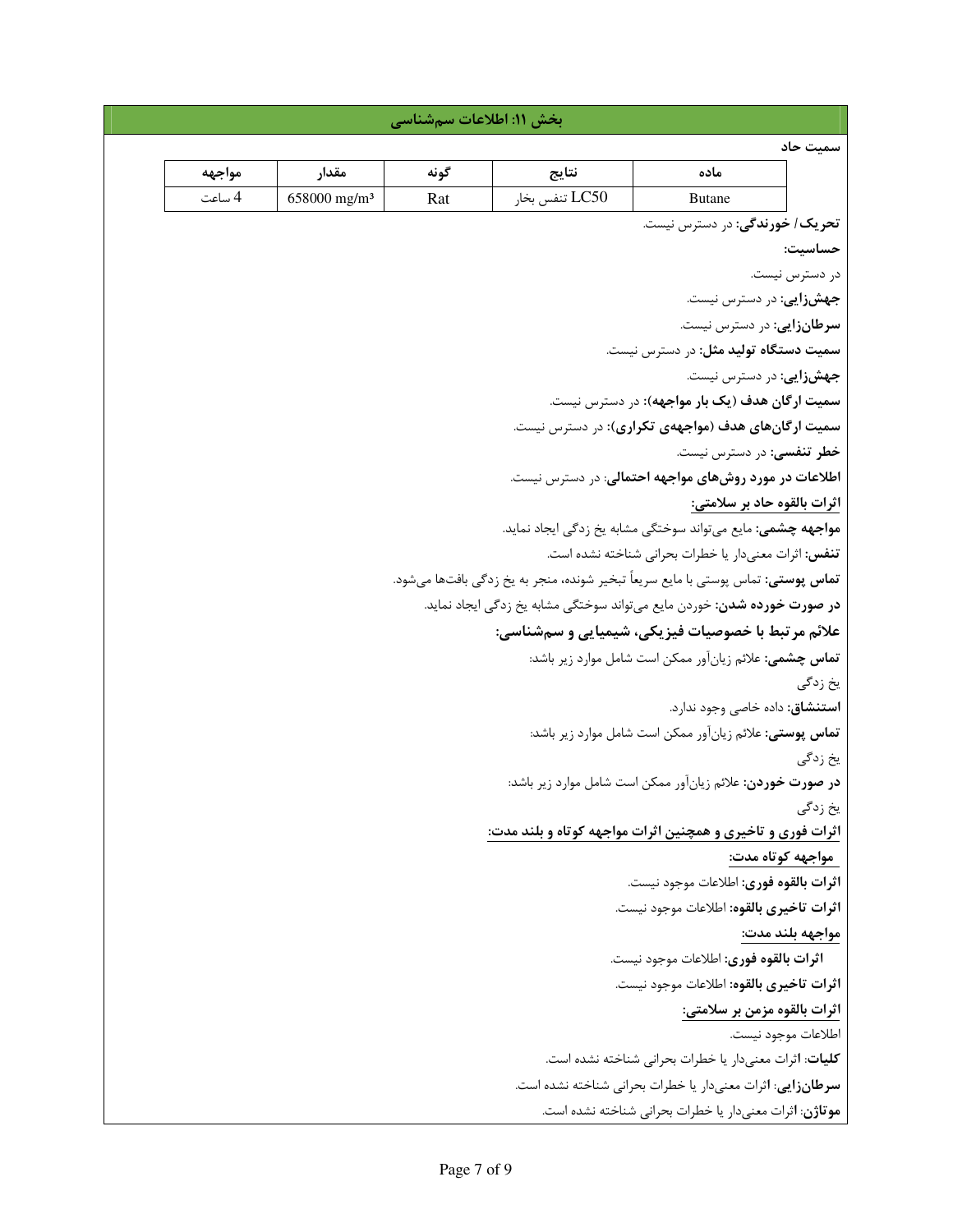## بخش ۱۱: اطلاعات سم‌شناسی

**سمیت حاد**

| ماده | نتایج | گونه | مقدار | مواجهه |
|---|---|---|---|---|
| Butane | LC50 تنفس بخار | Rat | 658000 mg/m³ | 4 ساعت |

**تحریک/ خورندگی:** در دسترس نیست.

**حساسیت:**

در دسترس نیست.

**جهش‌زایی:** در دسترس نیست.

**سرطان‌زایی:** در دسترس نیست.

**سمیت دستگاه تولید مثل:** در دسترس نیست.

**جهش‌زایی:** در دسترس نیست.

**سمیت ارگان هدف (یک بار مواجهه):** در دسترس نیست.

**سمیت ارگان‌های هدف (مواجهه‌ی تکراری):** در دسترس نیست.

**خطر تنفسی:** در دسترس نیست.

**اطلاعات در مورد روش‌های مواجهه احتمالی:** در دسترس نیست.

**اثرات بالقوه حاد بر سلامتی:**

**مواجهه چشمی:** مایع می‌تواند سوختگی مشابه یخ زدگی ایجاد نماید.

**تنفس:** اثرات معنی‌دار یا خطرات بحرانی شناخته نشده است.

**تماس پوستی:** تماس پوستی با مایع سریعاً تبخیر شونده، منجر به یخ زدگی بافت‌ها می‌شود.

**در صورت خورده شدن:** خوردن مایع می‌تواند سوختگی مشابه یخ زدگی ایجاد نماید.

**علائم مرتبط با خصوصیات فیزیکی، شیمیایی و سم‌شناسی:**

**تماس چشمی:** علائم زیان‌آور ممکن است شامل موارد زیر باشد:

یخ زدگی

**استنشاق:** داده خاصی وجود ندارد.

**تماس پوستی:** علائم زیان‌آور ممکن است شامل موارد زیر باشد:

یخ زدگی

**در صورت خوردن:** علائم زیان‌آور ممکن است شامل موارد زیر باشد:

یخ زدگی

**اثرات فوری و تاخیری و همچنین اثرات مواجهه کوتاه و بلند مدت:**

**مواجهه کوتاه مدت:**

**اثرات بالقوه فوری:** اطلاعات موجود نیست.

**اثرات تاخیری بالقوه:** اطلاعات موجود نیست.

**مواجهه بلند مدت:**

**اثرات بالقوه فوری:** اطلاعات موجود نیست.

**اثرات تاخیری بالقوه:** اطلاعات موجود نیست.

**اثرات بالقوه مزمن بر سلامتی:**

اطلاعات موجود نیست.

**کلیات:** اثرات معنی‌دار یا خطرات بحرانی شناخته نشده است.

**سرطان‌زایی:** اثرات معنی‌دار یا خطرات بحرانی شناخته نشده است.

**موتاژن:** اثرات معنی‌دار یا خطرات بحرانی شناخته نشده است.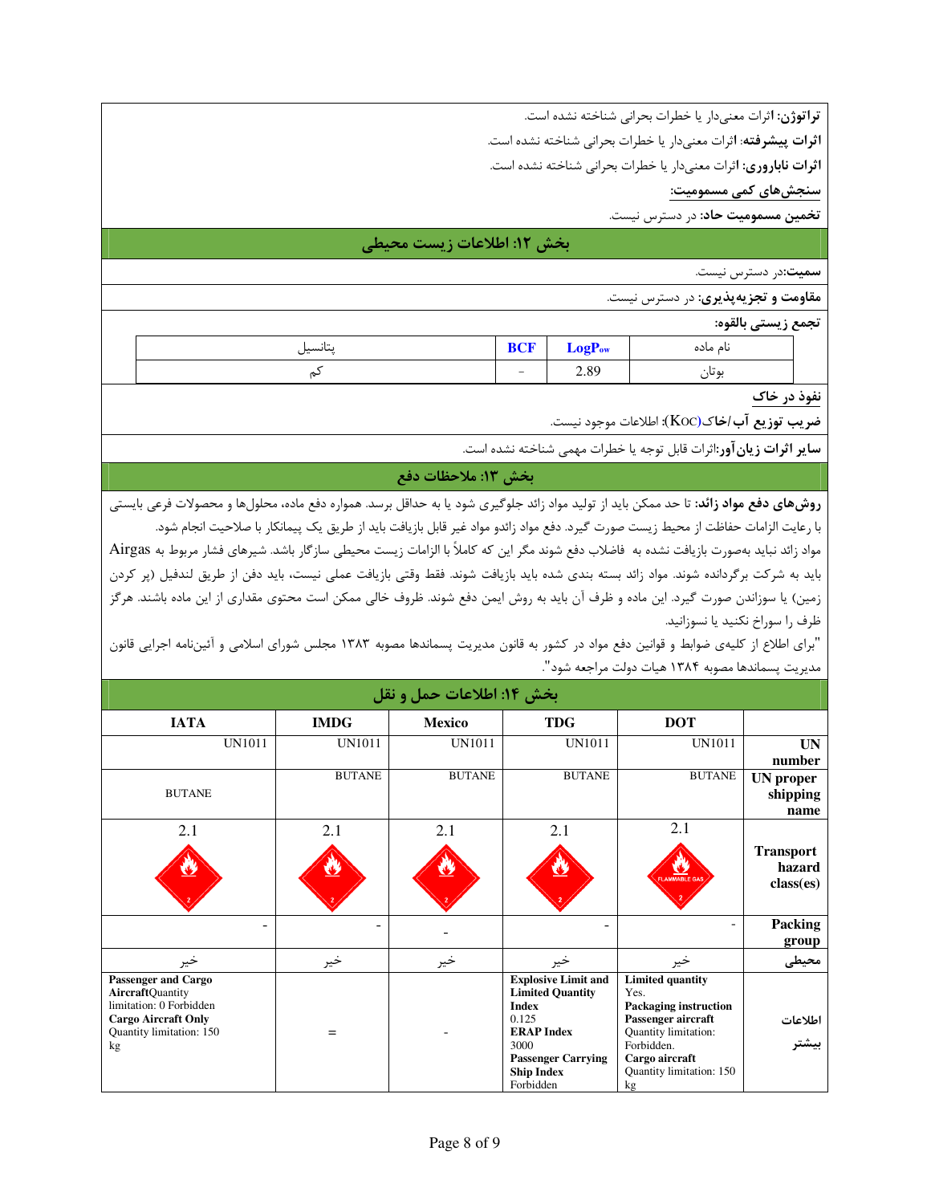**تراتوژن:** اثرات معنی‌دار یا خطرات بحرانی شناخته نشده است.

**اثرات پیشرفته:** اثرات معنی‌دار یا خطرات بحرانی شناخته نشده است.

**اثرات ناباروری:** اثرات معنی‌دار یا خطرات بحرانی شناخته نشده است.

**سنجش‌های کمی مسمومیت:**

**تخمین مسمومیت حاد:** در دسترس نیست.

## بخش ۱۲: اطلاعات زیست محیطی

**سمیت:** در دسترس نیست.

**مقاومت و تجزیه‌پذیری:** در دسترس نیست.

**تجمع زیستی بالقوه:**

| نام ماده | $LogP_{ow}$ | BCF | پتانسیل |
|---|---|---|---|
| بوتان | 2.89 | - | کم |

**نفوذ در خاک**

**ضریب توزیع آب/خاک(Koc):** اطلاعات موجود نیست.

**سایر اثرات زیان‌آور:** اثرات قابل توجه یا خطرات مهمی شناخته نشده است.

## بخش ۱۳: ملاحظات دفع

**روش‌های دفع مواد زائد:** تا حد ممکن باید از تولید مواد زائد جلوگیری شود یا به حداقل برسد. همواره دفع ماده، محلول‌ها و محصولات فرعی بایستی با رعایت الزامات حفاظت از محیط زیست صورت گیرد. دفع مواد زائدو مواد غیر قابل بازیافت باید از طریق یک پیمانکار با صلاحیت انجام شود. مواد زائد نباید به‌صورت بازیافت نشده به فاضلاب دفع شوند مگر این که کاملاً با الزامات زیست محیطی سازگار باشد. شیرهای فشار مربوط به Airgas باید به شرکت برگردانده شوند. مواد زائد بسته بندی شده باید بازیافت شوند. فقط وقتی بازیافت عملی نیست، باید دفن از طریق لندفیل (پر کردن زمین) یا سوزاندن صورت گیرد. این ماده و ظرف آن باید به روش ایمن دفع شوند. ظروف خالی ممکن است محتوی مقداری از این ماده باشند. هرگز ظرف را سوراخ نکنید یا نسوزانید.

"برای اطلاع از کلیه‌ی ضوابط و قوانین دفع مواد در کشور به قانون مدیریت پسماندها مصوبه ۱۳۸۳ مجلس شورای اسلامی و آئین‌نامه اجرایی قانون مدیریت پسماندها مصوبه ۱۳۸۴ هیات دولت مراجعه شود".

## بخش ۱۴: اطلاعات حمل و نقل

| | DOT | TDG | Mexico | IMDG | IATA |
|---|---|---|---|---|---|
| **UN number** | UN1011 | UN1011 | UN1011 | UN1011 | UN1011 |
| **UN proper shipping name** | BUTANE | BUTANE | BUTANE | BUTANE | BUTANE |
| **Transport hazard class(es)** | 2.1 | 2.1 | 2.1 | 2.1 | 2.1 |
| **Packing group** | - | - | - | - | - |
| **محیطی** | خیر | خیر | خیر | خیر | خیر |
| **اطلاعات بیشتر** | **Limited quantity** Yes. **Packaging instruction** **Passenger aircraft** Quantity limitation: Forbidden. **Cargo aircraft** Quantity limitation: 150 kg | **Explosive Limit and Limited Quantity Index** 0.125 **ERAP Index** 3000 **Passenger Carrying Ship Index** Forbidden | - | = | **Passenger and Cargo Aircraft**Quantity limitation: 0 Forbidden **Cargo Aircraft Only** Quantity limitation: 150 kg |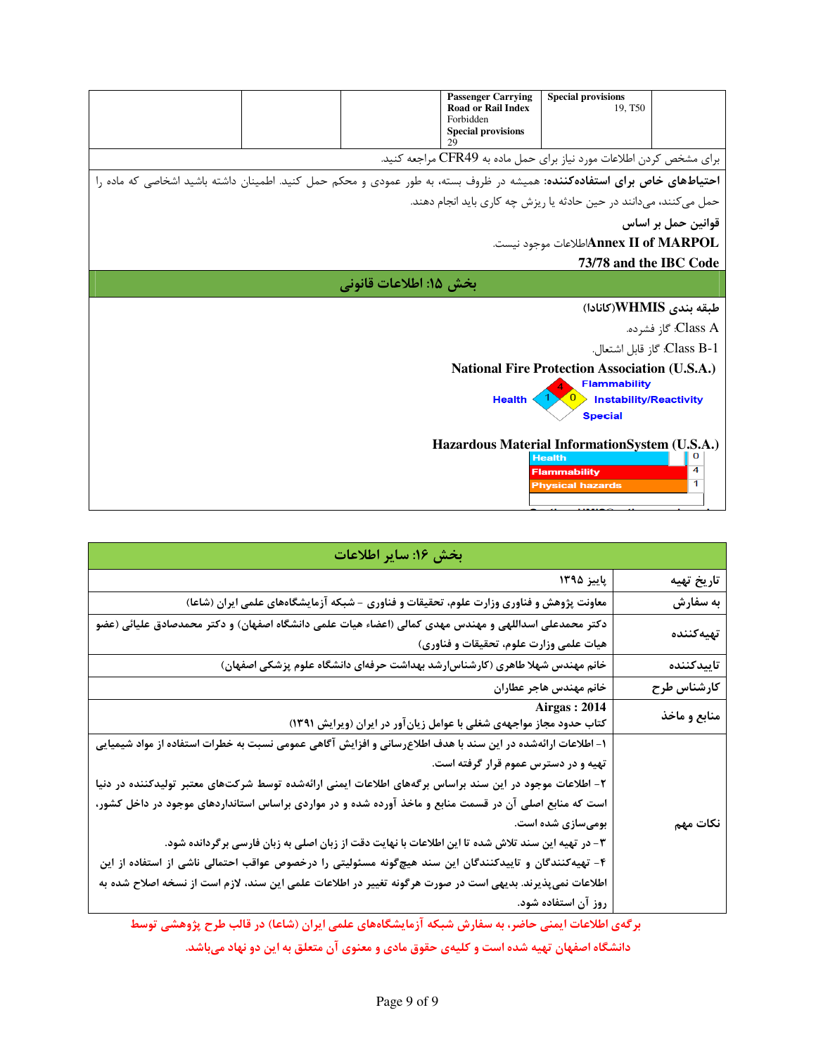| | | | | | |
|---|---|---|---|---|---|
| | | | Passenger Carrying Road or Rail Index Forbidden<br>Special provisions 29 | Special provisions 19, T50 | |

برای مشخص کردن اطلاعات مورد نیاز برای حمل ماده به CFR49 مراجعه کنید.

**احتیاطهای خاص برای استفاده‌کننده:** همیشه در ظروف بسته، به طور عمودی و محکم حمل کنید. اطمینان داشته باشید اشخاصی که ماده را حمل می‌کنند، می‌دانند در حین حادثه یا ریزش چه کاری باید انجام دهند.

**قوانین حمل بر اساس Annex II of MARPOL 73/78 and the IBC Code** اطلاعات موجود نیست.

## بخش ۱۵: اطلاعات قانونی

**طبقه بندی WHMIS (کانادا)**

Class A: گاز فشرده.

Class B-1: گاز قابل اشتعال.

**National Fire Protection Association (U.S.A.)**

Flammability 4
Health 1
Instability/Reactivity 0
Special

**Hazardous Material InformationSystem (U.S.A.)**

Health 0
Flammability 4
Physical hazards 1

## بخش ۱۶: سایر اطلاعات

| | |
|---|---|
| تاریخ تهیه | پاییز ۱۳۹۵ |
| به سفارش | معاونت پژوهش و فناوری وزارت علوم، تحقیقات و فناوری - شبکه آزمایشگاه‌های علمی ایران (شاعا) |
| تهیه‌کننده | دکتر محمدعلی اسداللهی و مهندس مهدی کمالی (اعضاء هیات علمی دانشگاه اصفهان) و دکتر محمدصادق علیائی (عضو هیات علمی وزارت علوم، تحقیقات و فناوری) |
| تاییدکننده | خانم مهندس شهلا طاهری (کارشناس‌ارشد بهداشت حرفه‌ای دانشگاه علوم پزشکی اصفهان) |
| کارشناس طرح | خانم مهندس هاجر عطاران |
| منابع و ماخذ | Airgas : 2014<br>کتاب حدود مجاز مواجههٔ شغلی با عوامل زیان‌آور در ایران (ویرایش ۱۳۹۱) |
| نکات مهم | ۱- اطلاعات ارائه‌شده در این سند با هدف اطلاع‌رسانی و افزایش آگاهی عمومی نسبت به خطرات استفاده از مواد شیمیایی تهیه و در دسترس عموم قرار گرفته است.<br>۲- اطلاعات موجود در این سند براساس برگه‌های اطلاعات ایمنی ارائه‌شده توسط شرکت‌های معتبر تولیدکننده در دنیا است که منابع اصلی آن در قسمت منابع و ماخذ آورده شده و در مواردی براساس استانداردهای موجود در داخل کشور، بومی‌سازی شده است.<br>۳- در تهیه این سند تلاش شده تا این اطلاعات با نهایت دقت از زبان اصلی به زبان فارسی برگردانده شود.<br>۴- تهیه‌کنندگان و تاییدکنندگان این سند هیچ‌گونه مسئولیتی را درخصوص عواقب احتمالی ناشی از استفاده از این اطلاعات نمی‌پذیرند. بدیهی است در صورت هرگونه تغییر در اطلاعات علمی این سند، لازم است از نسخه اصلاح شده به روز آن استفاده شود. |

برگه‌ی اطلاعات ایمنی حاضر، به سفارش شبکه آزمایشگاه‌های علمی ایران (شاعا) در قالب طرح پژوهشی توسط دانشگاه اصفهان تهیه شده است و کلیه‌ی حقوق مادی و معنوی آن متعلق به این دو نهاد می‌باشد.